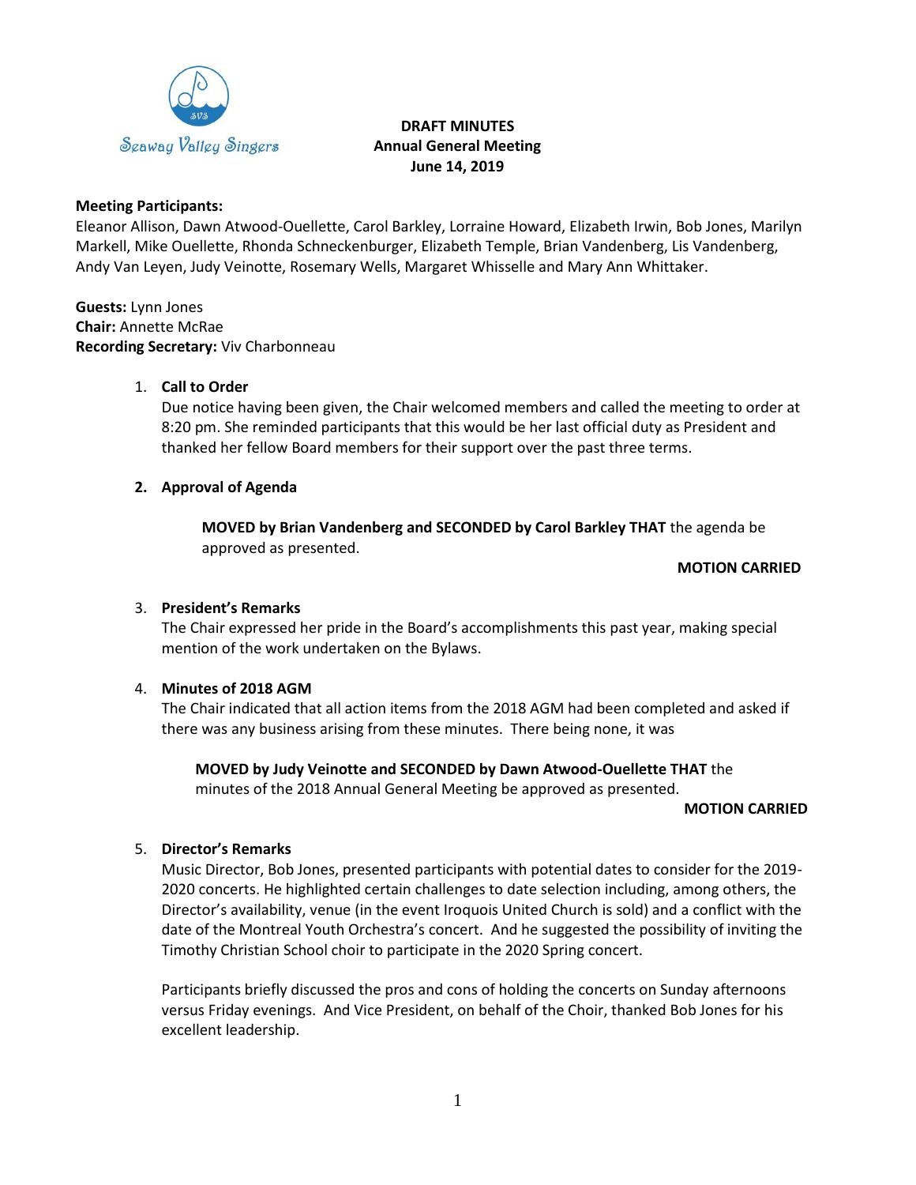Seaway Valley Singers

**DRAFT MINUTES**
**Annual General Meeting**
**June 14, 2019**

**Meeting Participants:**
Eleanor Allison, Dawn Atwood-Ouellette, Carol Barkley, Lorraine Howard, Elizabeth Irwin, Bob Jones, Marilyn Markell, Mike Ouellette, Rhonda Schneckenburger, Elizabeth Temple, Brian Vandenberg, Lis Vandenberg, Andy Van Leyen, Judy Veinotte, Rosemary Wells, Margaret Whisselle and Mary Ann Whittaker.

**Guests:** Lynn Jones
**Chair:** Annette McRae
**Recording Secretary:** Viv Charbonneau

1. **Call to Order**
   Due notice having been given, the Chair welcomed members and called the meeting to order at 8:20 pm. She reminded participants that this would be her last official duty as President and thanked her fellow Board members for their support over the past three terms.

2. **Approval of Agenda**

   **MOVED by Brian Vandenberg and SECONDED by Carol Barkley THAT** the agenda be approved as presented.

   **MOTION CARRIED**

3. **President's Remarks**
   The Chair expressed her pride in the Board's accomplishments this past year, making special mention of the work undertaken on the Bylaws.

4. **Minutes of 2018 AGM**
   The Chair indicated that all action items from the 2018 AGM had been completed and asked if there was any business arising from these minutes. There being none, it was

   **MOVED by Judy Veinotte and SECONDED by Dawn Atwood-Ouellette THAT** the minutes of the 2018 Annual General Meeting be approved as presented.

   **MOTION CARRIED**

5. **Director's Remarks**
   Music Director, Bob Jones, presented participants with potential dates to consider for the 2019-2020 concerts. He highlighted certain challenges to date selection including, among others, the Director's availability, venue (in the event Iroquois United Church is sold) and a conflict with the date of the Montreal Youth Orchestra's concert. And he suggested the possibility of inviting the Timothy Christian School choir to participate in the 2020 Spring concert.

   Participants briefly discussed the pros and cons of holding the concerts on Sunday afternoons versus Friday evenings. And Vice President, on behalf of the Choir, thanked Bob Jones for his excellent leadership.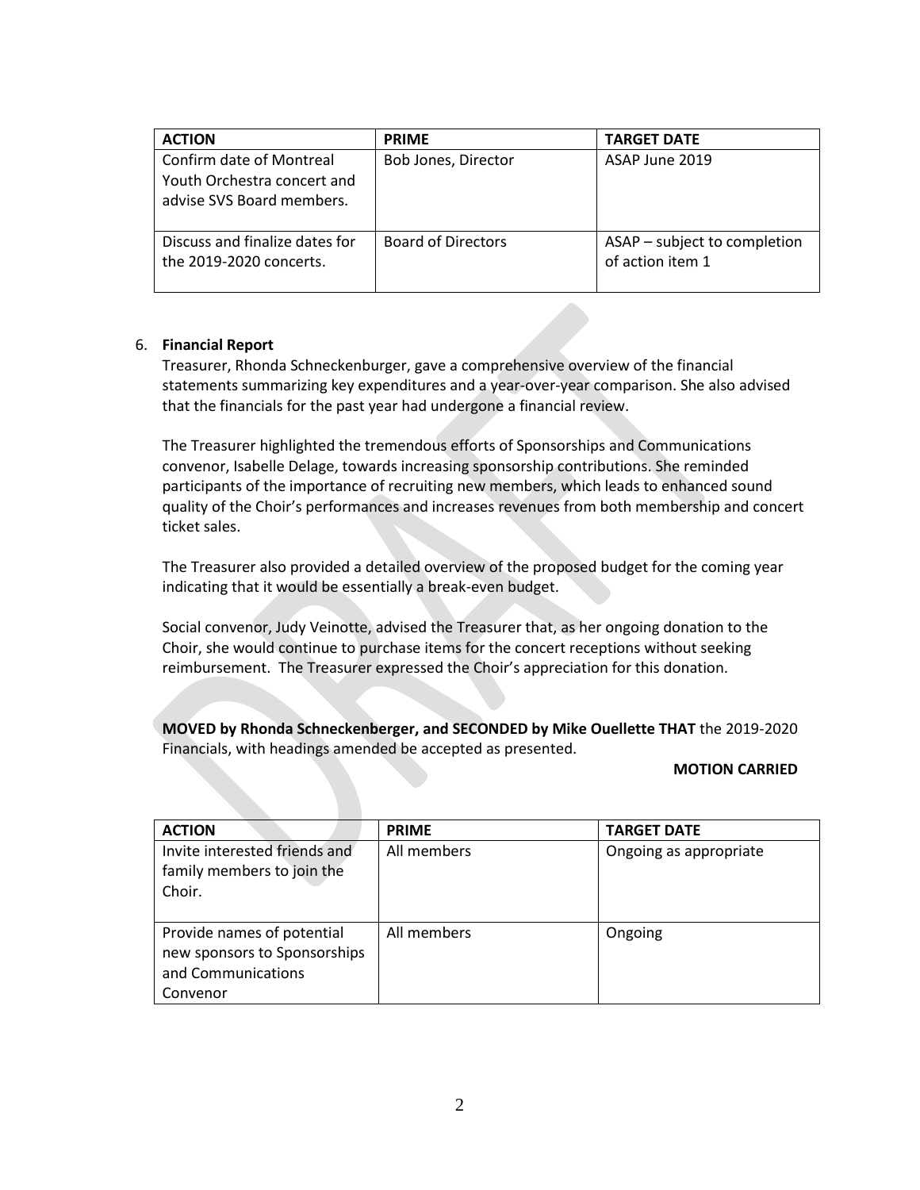| ACTION | PRIME | TARGET DATE |
|---|---|---|
| Confirm date of Montreal Youth Orchestra concert and advise SVS Board members. | Bob Jones, Director | ASAP June 2019 |
| Discuss and finalize dates for the 2019-2020 concerts. | Board of Directors | ASAP – subject to completion of action item 1 |

6. **Financial Report**

   Treasurer, Rhonda Schneckenburger, gave a comprehensive overview of the financial statements summarizing key expenditures and a year-over-year comparison. She also advised that the financials for the past year had undergone a financial review.

   The Treasurer highlighted the tremendous efforts of Sponsorships and Communications convenor, Isabelle Delage, towards increasing sponsorship contributions. She reminded participants of the importance of recruiting new members, which leads to enhanced sound quality of the Choir's performances and increases revenues from both membership and concert ticket sales.

   The Treasurer also provided a detailed overview of the proposed budget for the coming year indicating that it would be essentially a break-even budget.

   Social convenor, Judy Veinotte, advised the Treasurer that, as her ongoing donation to the Choir, she would continue to purchase items for the concert receptions without seeking reimbursement. The Treasurer expressed the Choir's appreciation for this donation.

   **MOVED by Rhonda Schneckenberger, and SECONDED by Mike Ouellette THAT** the 2019-2020 Financials, with headings amended be accepted as presented.

   **MOTION CARRIED**

| ACTION | PRIME | TARGET DATE |
|---|---|---|
| Invite interested friends and family members to join the Choir. | All members | Ongoing as appropriate |
| Provide names of potential new sponsors to Sponsorships and Communications Convenor | All members | Ongoing |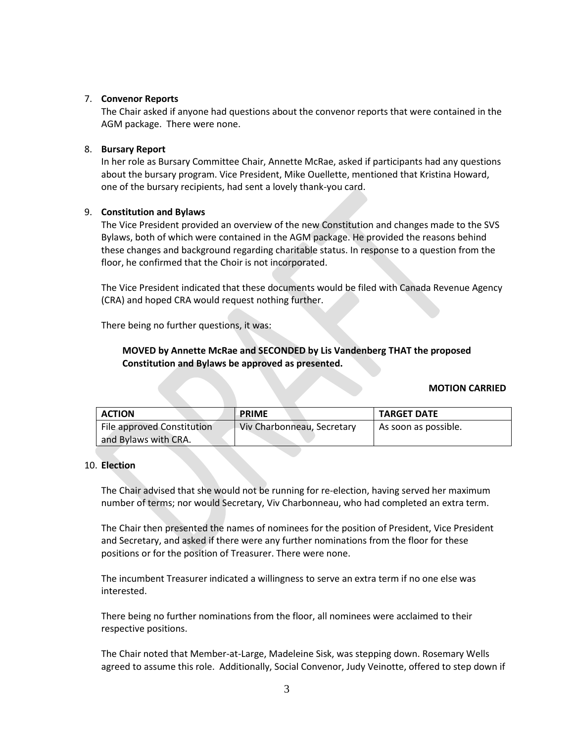7. **Convenor Reports**
   The Chair asked if anyone had questions about the convenor reports that were contained in the AGM package. There were none.

8. **Bursary Report**
   In her role as Bursary Committee Chair, Annette McRae, asked if participants had any questions about the bursary program. Vice President, Mike Ouellette, mentioned that Kristina Howard, one of the bursary recipients, had sent a lovely thank-you card.

9. **Constitution and Bylaws**
   The Vice President provided an overview of the new Constitution and changes made to the SVS Bylaws, both of which were contained in the AGM package. He provided the reasons behind these changes and background regarding charitable status. In response to a question from the floor, he confirmed that the Choir is not incorporated.

   The Vice President indicated that these documents would be filed with Canada Revenue Agency (CRA) and hoped CRA would request nothing further.

   There being no further questions, it was:

   **MOVED by Annette McRae and SECONDED by Lis Vandenberg THAT the proposed Constitution and Bylaws be approved as presented.**

   **MOTION CARRIED**

| ACTION | PRIME | TARGET DATE |
|---|---|---|
| File approved Constitution and Bylaws with CRA. | Viv Charbonneau, Secretary | As soon as possible. |

10. **Election**

    The Chair advised that she would not be running for re-election, having served her maximum number of terms; nor would Secretary, Viv Charbonneau, who had completed an extra term.

    The Chair then presented the names of nominees for the position of President, Vice President and Secretary, and asked if there were any further nominations from the floor for these positions or for the position of Treasurer. There were none.

    The incumbent Treasurer indicated a willingness to serve an extra term if no one else was interested.

    There being no further nominations from the floor, all nominees were acclaimed to their respective positions.

    The Chair noted that Member-at-Large, Madeleine Sisk, was stepping down. Rosemary Wells agreed to assume this role. Additionally, Social Convenor, Judy Veinotte, offered to step down if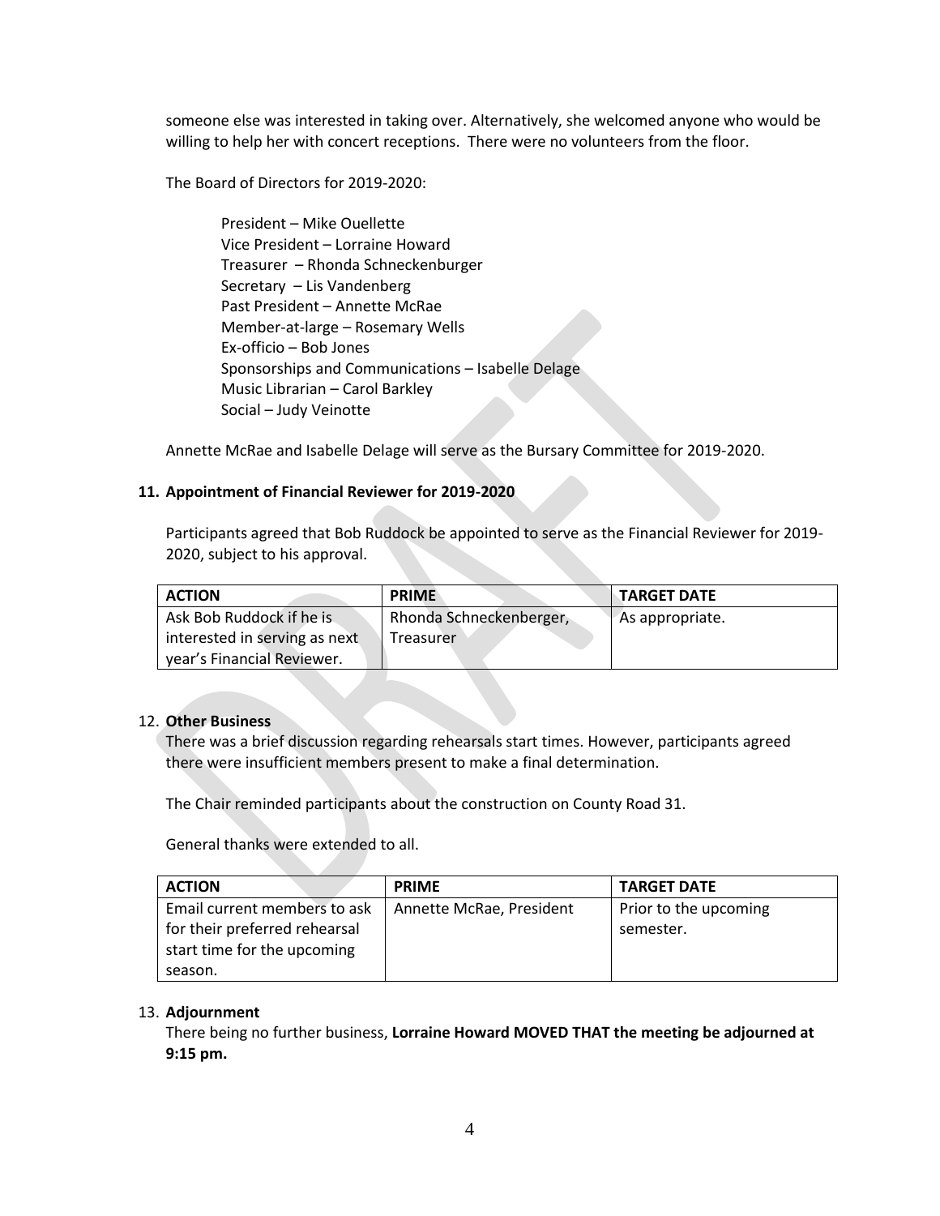someone else was interested in taking over. Alternatively, she welcomed anyone who would be willing to help her with concert receptions. There were no volunteers from the floor.

The Board of Directors for 2019-2020:

President – Mike Ouellette
Vice President – Lorraine Howard
Treasurer – Rhonda Schneckenburger
Secretary – Lis Vandenberg
Past President – Annette McRae
Member-at-large – Rosemary Wells
Ex-officio – Bob Jones
Sponsorships and Communications – Isabelle Delage
Music Librarian – Carol Barkley
Social – Judy Veinotte

Annette McRae and Isabelle Delage will serve as the Bursary Committee for 2019-2020.

**11. Appointment of Financial Reviewer for 2019-2020**

Participants agreed that Bob Ruddock be appointed to serve as the Financial Reviewer for 2019-2020, subject to his approval.

| ACTION | PRIME | TARGET DATE |
|---|---|---|
| Ask Bob Ruddock if he is interested in serving as next year's Financial Reviewer. | Rhonda Schneckenberger, Treasurer | As appropriate. |

12. **Other Business**

There was a brief discussion regarding rehearsals start times. However, participants agreed there were insufficient members present to make a final determination.

The Chair reminded participants about the construction on County Road 31.

General thanks were extended to all.

| ACTION | PRIME | TARGET DATE |
|---|---|---|
| Email current members to ask for their preferred rehearsal start time for the upcoming season. | Annette McRae, President | Prior to the upcoming semester. |

13. **Adjournment**

There being no further business, **Lorraine Howard MOVED THAT the meeting be adjourned at 9:15 pm.**